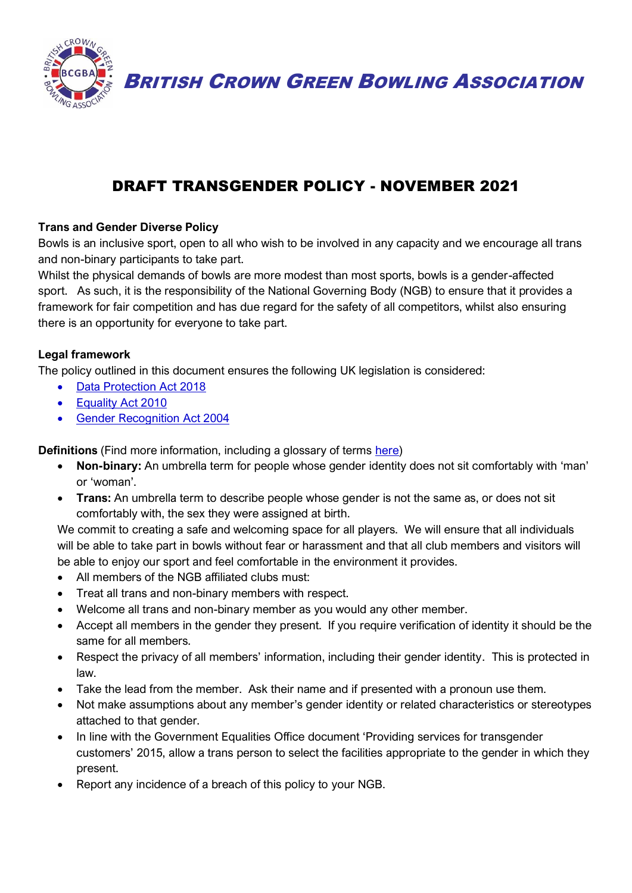# BRITISH CROWN GREEN BOWLING ASSOCIATION

## DRAFT TRANSGENDER POLICY - NOVEMBER 2021

**Trans and Gender Diverse Policy**

Bowls is an inclusive sport, open to all who wish to be involved in any capacity and we encourage all trans and non-binary participants to take part.

Whilst the physical demands of bowls are more modest than most sports, bowls is a gender-affected sport. As such, it is the responsibility of the National Governing Body (NGB) to ensure that it provides a framework for fair competition and has due regard for the safety of all competitors, whilst also ensuring there is an opportunity for everyone to take part.

**Legal framework**

The policy outlined in this document ensures the following UK legislation is considered:

- Data Protection Act 2018
- Equality Act 2010
- Gender Recognition Act 2004

**Definitions** (Find more information, including a glossary of terms here)

- **Non-binary:** An umbrella term for people whose gender identity does not sit comfortably with 'man' or 'woman'.
- **Trans:** An umbrella term to describe people whose gender is not the same as, or does not sit comfortably with, the sex they were assigned at birth.

We commit to creating a safe and welcoming space for all players. We will ensure that all individuals will be able to take part in bowls without fear or harassment and that all club members and visitors will be able to enjoy our sport and feel comfortable in the environment it provides.

- All members of the NGB affiliated clubs must:
- Treat all trans and non-binary members with respect.
- Welcome all trans and non-binary member as you would any other member.
- Accept all members in the gender they present. If you require verification of identity it should be the same for all members.
- Respect the privacy of all members' information, including their gender identity. This is protected in law.
- Take the lead from the member. Ask their name and if presented with a pronoun use them.
- Not make assumptions about any member's gender identity or related characteristics or stereotypes attached to that gender.
- In line with the Government Equalities Office document 'Providing services for transgender customers' 2015, allow a trans person to select the facilities appropriate to the gender in which they present.
- Report any incidence of a breach of this policy to your NGB.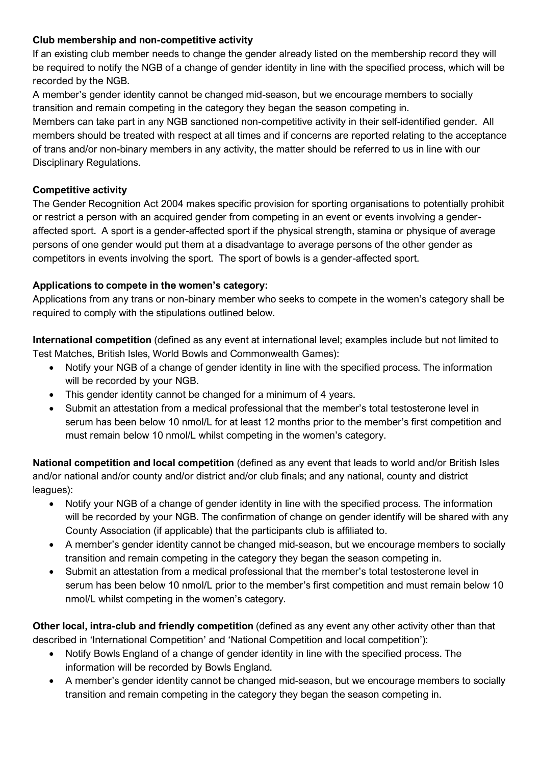**Club membership and non-competitive activity**

If an existing club member needs to change the gender already listed on the membership record they will be required to notify the NGB of a change of gender identity in line with the specified process, which will be recorded by the NGB.

A member's gender identity cannot be changed mid-season, but we encourage members to socially transition and remain competing in the category they began the season competing in.

Members can take part in any NGB sanctioned non-competitive activity in their self-identified gender. All members should be treated with respect at all times and if concerns are reported relating to the acceptance of trans and/or non-binary members in any activity, the matter should be referred to us in line with our Disciplinary Regulations.

**Competitive activity**

The Gender Recognition Act 2004 makes specific provision for sporting organisations to potentially prohibit or restrict a person with an acquired gender from competing in an event or events involving a gender-affected sport. A sport is a gender-affected sport if the physical strength, stamina or physique of average persons of one gender would put them at a disadvantage to average persons of the other gender as competitors in events involving the sport. The sport of bowls is a gender-affected sport.

**Applications to compete in the women's category:**

Applications from any trans or non-binary member who seeks to compete in the women's category shall be required to comply with the stipulations outlined below.

**International competition** (defined as any event at international level; examples include but not limited to Test Matches, British Isles, World Bowls and Commonwealth Games):

- Notify your NGB of a change of gender identity in line with the specified process. The information will be recorded by your NGB.
- This gender identity cannot be changed for a minimum of 4 years.
- Submit an attestation from a medical professional that the member's total testosterone level in serum has been below 10 nmol/L for at least 12 months prior to the member's first competition and must remain below 10 nmol/L whilst competing in the women's category.

**National competition and local competition** (defined as any event that leads to world and/or British Isles and/or national and/or county and/or district and/or club finals; and any national, county and district leagues):

- Notify your NGB of a change of gender identity in line with the specified process. The information will be recorded by your NGB. The confirmation of change on gender identify will be shared with any County Association (if applicable) that the participants club is affiliated to.
- A member's gender identity cannot be changed mid-season, but we encourage members to socially transition and remain competing in the category they began the season competing in.
- Submit an attestation from a medical professional that the member's total testosterone level in serum has been below 10 nmol/L prior to the member's first competition and must remain below 10 nmol/L whilst competing in the women's category.

**Other local, intra-club and friendly competition** (defined as any event any other activity other than that described in 'International Competition' and 'National Competition and local competition'):

- Notify Bowls England of a change of gender identity in line with the specified process. The information will be recorded by Bowls England.
- A member's gender identity cannot be changed mid-season, but we encourage members to socially transition and remain competing in the category they began the season competing in.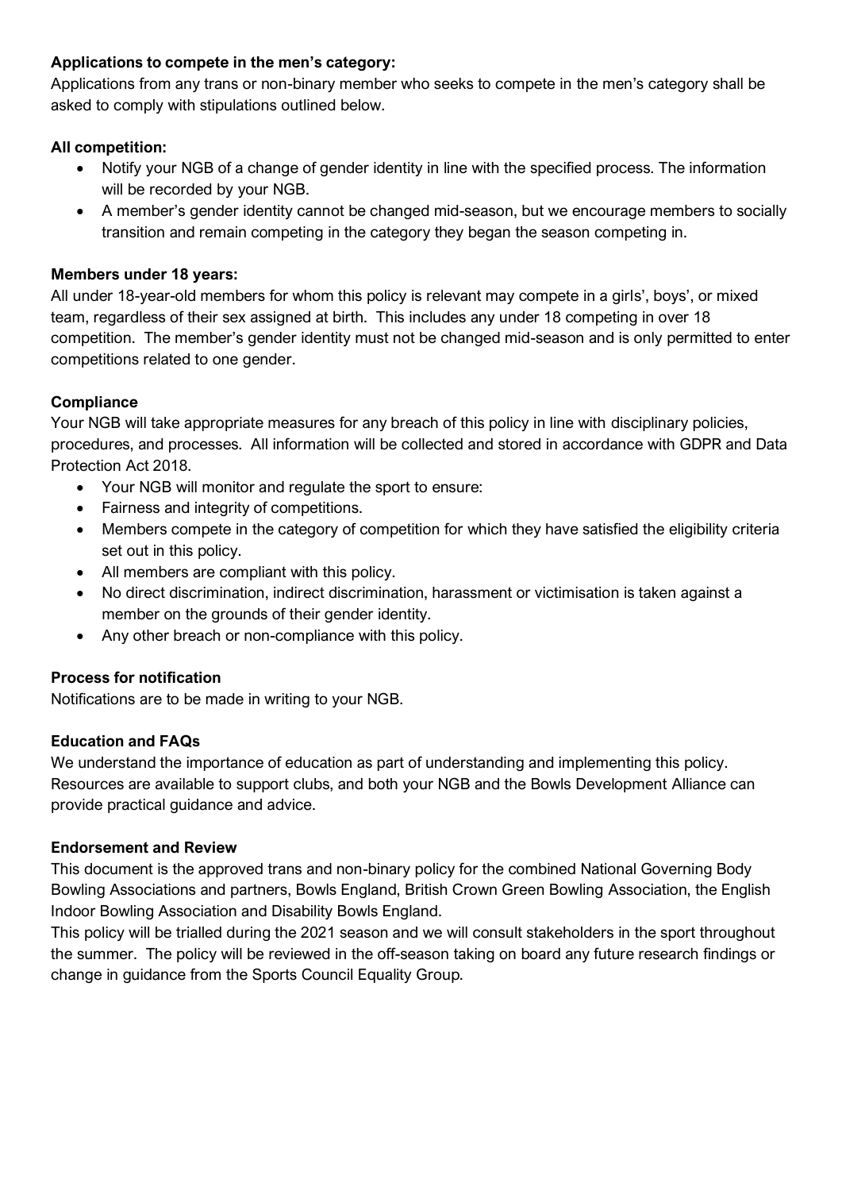**Applications to compete in the men's category:**

Applications from any trans or non-binary member who seeks to compete in the men's category shall be asked to comply with stipulations outlined below.

**All competition:**

- Notify your NGB of a change of gender identity in line with the specified process. The information will be recorded by your NGB.
- A member's gender identity cannot be changed mid-season, but we encourage members to socially transition and remain competing in the category they began the season competing in.

**Members under 18 years:**

All under 18-year-old members for whom this policy is relevant may compete in a girls', boys', or mixed team, regardless of their sex assigned at birth. This includes any under 18 competing in over 18 competition. The member's gender identity must not be changed mid-season and is only permitted to enter competitions related to one gender.

**Compliance**

Your NGB will take appropriate measures for any breach of this policy in line with disciplinary policies, procedures, and processes. All information will be collected and stored in accordance with GDPR and Data Protection Act 2018.

- Your NGB will monitor and regulate the sport to ensure:
- Fairness and integrity of competitions.
- Members compete in the category of competition for which they have satisfied the eligibility criteria set out in this policy.
- All members are compliant with this policy.
- No direct discrimination, indirect discrimination, harassment or victimisation is taken against a member on the grounds of their gender identity.
- Any other breach or non-compliance with this policy.

**Process for notification**

Notifications are to be made in writing to your NGB.

**Education and FAQs**

We understand the importance of education as part of understanding and implementing this policy. Resources are available to support clubs, and both your NGB and the Bowls Development Alliance can provide practical guidance and advice.

**Endorsement and Review**

This document is the approved trans and non-binary policy for the combined National Governing Body Bowling Associations and partners, Bowls England, British Crown Green Bowling Association, the English Indoor Bowling Association and Disability Bowls England.

This policy will be trialled during the 2021 season and we will consult stakeholders in the sport throughout the summer. The policy will be reviewed in the off-season taking on board any future research findings or change in guidance from the Sports Council Equality Group.